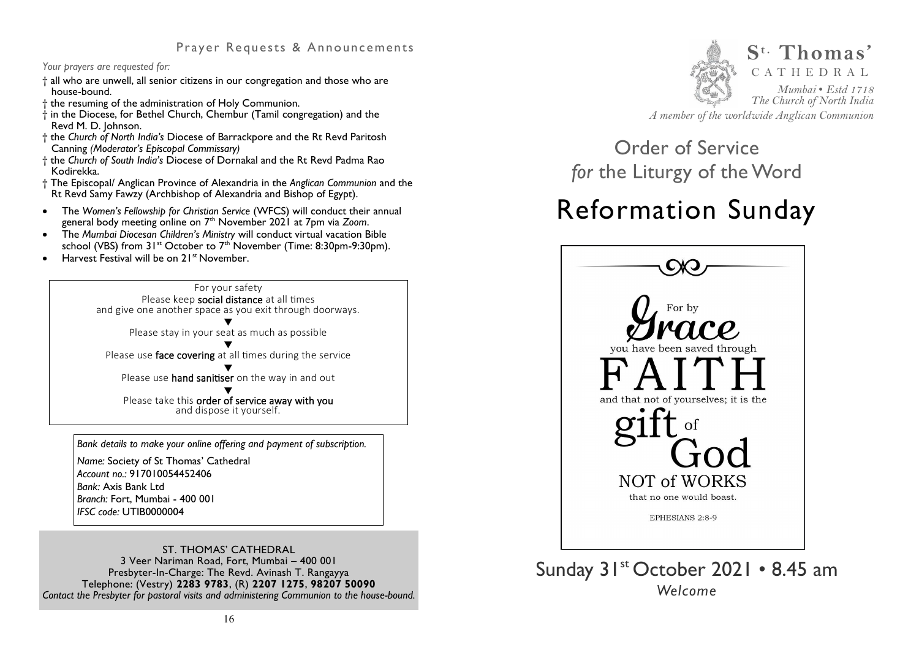## Prayer Requests & Announcements

*Your prayers are requested for:*

† all who are unwell, all senior citizens in our congregation and those who are house-bound.
† the resuming of the administration of Holy Communion.
† in the Diocese, for Bethel Church, Chembur (Tamil congregation) and the Revd M. D. Johnson.
† the *Church of North India's* Diocese of Barrackpore and the Rt Revd Paritosh Canning *(Moderator's Episcopal Commissary)*
† the *Church of South India's* Diocese of Dornakal and the Rt Revd Padma Rao Kodirekka.
† The Episcopal/ Anglican Province of Alexandria in the *Anglican Communion* and the Rt Revd Samy Fawzy (Archbishop of Alexandria and Bishop of Egypt).

- The *Women's Fellowship for Christian Service* (WFCS) will conduct their annual general body meeting online on 7th November 2021 at 7pm via *Zoom*.
- The *Mumbai Diocesan Children's Ministry* will conduct virtual vacation Bible school (VBS) from 31st October to 7th November (Time: 8:30pm-9:30pm).
- Harvest Festival will be on 21st November.

For your safety
Please keep **social distance** at all times
and give one another space as you exit through doorways.
▼
Please stay in your seat as much as possible
▼
Please use **face covering** at all times during the service
▼
Please use **hand sanitiser** on the way in and out
▼
Please take this **order of service away with you**
and dispose it yourself.

*Bank details to make your online offering and payment of subscription.*

*Name:* Society of St Thomas' Cathedral
*Account no.:* 917010054452406
*Bank:* Axis Bank Ltd
*Branch:* Fort, Mumbai - 400 001
*IFSC code:* UTIB0000004

ST. THOMAS' CATHEDRAL
3 Veer Nariman Road, Fort, Mumbai – 400 001
Presbyter-In-Charge: The Revd. Avinash T. Rangayya
Telephone: (Vestry) **2283 9783**, (R) **2207 1275**, **98207 50090**
*Contact the Presbyter for pastoral visits and administering Communion to the house-bound.*

**St. Thomas'**
CATHEDRAL
*Mumbai • Estd 1718*
*The Church of North India*
*A member of the worldwide Anglican Communion*

## Order of Service *for* the Liturgy of the Word

# Reformation Sunday

For by Grace you have been saved through FAITH and that not of yourselves; it is the gift of God NOT of WORKS that no one would boast.

EPHESIANS 2:8-9

Sunday 31st October 2021 • 8.45 am

*Welcome*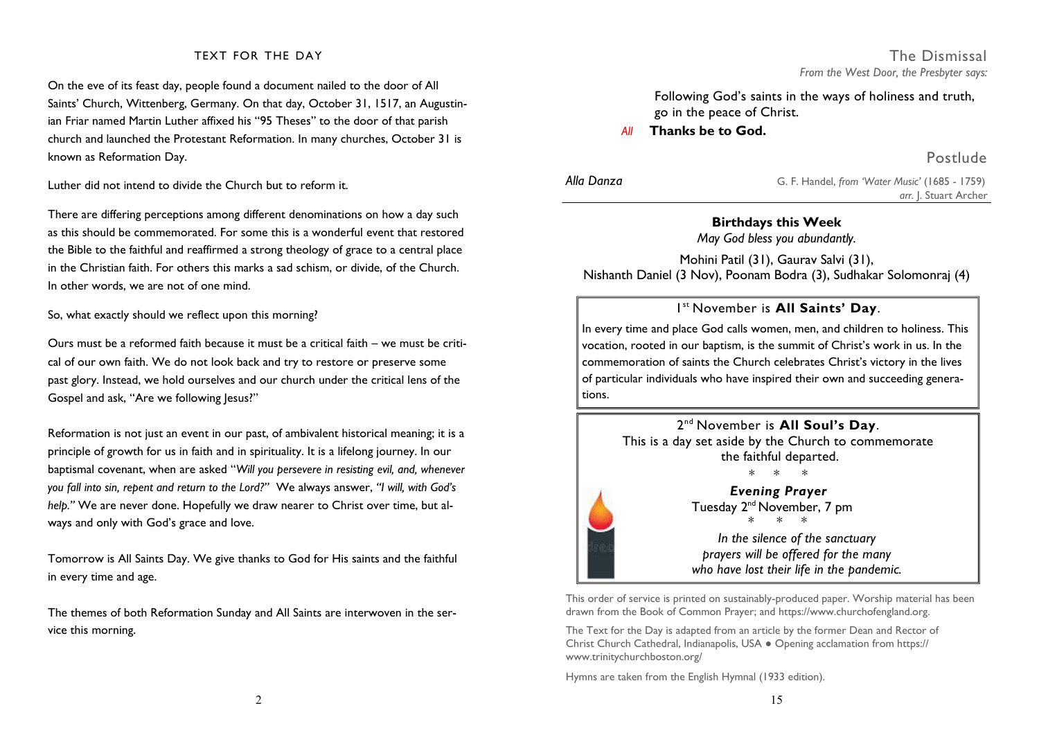## TEXT FOR THE DAY

On the eve of its feast day, people found a document nailed to the door of All Saints' Church, Wittenberg, Germany. On that day, October 31, 1517, an Augustinian Friar named Martin Luther affixed his "95 Theses" to the door of that parish church and launched the Protestant Reformation. In many churches, October 31 is known as Reformation Day.

Luther did not intend to divide the Church but to reform it.

There are differing perceptions among different denominations on how a day such as this should be commemorated. For some this is a wonderful event that restored the Bible to the faithful and reaffirmed a strong theology of grace to a central place in the Christian faith. For others this marks a sad schism, or divide, of the Church. In other words, we are not of one mind.

So, what exactly should we reflect upon this morning?

Ours must be a reformed faith because it must be a critical faith – we must be critical of our own faith. We do not look back and try to restore or preserve some past glory. Instead, we hold ourselves and our church under the critical lens of the Gospel and ask, "Are we following Jesus?"

Reformation is not just an event in our past, of ambivalent historical meaning; it is a principle of growth for us in faith and in spirituality. It is a lifelong journey. In our baptismal covenant, when are asked "*Will you persevere in resisting evil, and, whenever you fall into sin, repent and return to the Lord?"* We always answer, *"I will, with God's help."* We are never done. Hopefully we draw nearer to Christ over time, but always and only with God's grace and love.

Tomorrow is All Saints Day. We give thanks to God for His saints and the faithful in every time and age.

The themes of both Reformation Sunday and All Saints are interwoven in the service this morning.

## The Dismissal

*From the West Door, the Presbyter says:*

Following God's saints in the ways of holiness and truth,
go in the peace of Christ.

*All* **Thanks be to God.**

## Postlude

*Alla Danza* — G. F. Handel, *from 'Water Music'* (1685 - 1759)
*arr.* J. Stuart Archer

**Birthdays this Week**

*May God bless you abundantly.*

Mohini Patil (31), Gaurav Salvi (31),
Nishanth Daniel (3 Nov), Poonam Bodra (3), Sudhakar Solomonraj (4)

1st November is **All Saints' Day**.

In every time and place God calls women, men, and children to holiness. This vocation, rooted in our baptism, is the summit of Christ's work in us. In the commemoration of saints the Church celebrates Christ's victory in the lives of particular individuals who have inspired their own and succeeding generations.

2nd November is **All Soul's Day**.

This is a day set aside by the Church to commemorate the faithful departed.

\* \* \*

***Evening Prayer***

Tuesday 2nd November, 7 pm

\* \* \*

*In the silence of the sanctuary*
*prayers will be offered for the many*
*who have lost their life in the pandemic.*

This order of service is printed on sustainably-produced paper. Worship material has been drawn from the Book of Common Prayer; and https://www.churchofengland.org.

The Text for the Day is adapted from an article by the former Dean and Rector of Christ Church Cathedral, Indianapolis, USA ● Opening acclamation from https://www.trinitychurchboston.org/

Hymns are taken from the English Hymnal (1933 edition).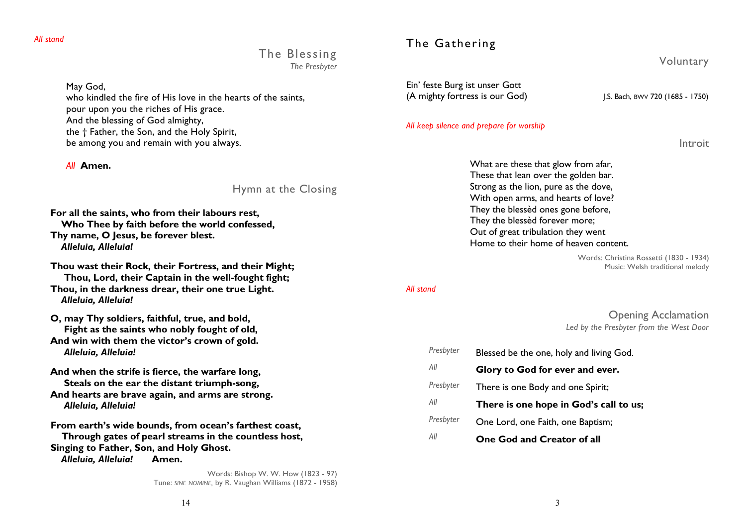*All stand*

## The Blessing

*The Presbyter*

May God,
who kindled the fire of His love in the hearts of the saints,
pour upon you the riches of His grace.
And the blessing of God almighty,
the † Father, the Son, and the Holy Spirit,
be among you and remain with you always.

*All* **Amen.**

## Hymn at the Closing

**For all the saints, who from their labours rest,**
**Who Thee by faith before the world confessed,**
**Thy name, O Jesus, be forever blest.**
***Alleluia, Alleluia!***

**Thou wast their Rock, their Fortress, and their Might;**
**Thou, Lord, their Captain in the well-fought fight;**
**Thou, in the darkness drear, their one true Light.**
***Alleluia, Alleluia!***

**O, may Thy soldiers, faithful, true, and bold,**
**Fight as the saints who nobly fought of old,**
**And win with them the victor's crown of gold.**
***Alleluia, Alleluia!***

**And when the strife is fierce, the warfare long,**
**Steals on the ear the distant triumph-song,**
**And hearts are brave again, and arms are strong.**
***Alleluia, Alleluia!***

**From earth's wide bounds, from ocean's farthest coast,**
**Through gates of pearl streams in the countless host,**
**Singing to Father, Son, and Holy Ghost.**
***Alleluia, Alleluia!*** **Amen.**

Words: Bishop W. W. How (1823 - 97)
Tune: *SINE NOMINE*, by R. Vaughan Williams (1872 - 1958)

# The Gathering

## Voluntary

Ein' feste Burg ist unser Gott
(A mighty fortress is our God) J.S. Bach, BWV 720 (1685 - 1750)

*All keep silence and prepare for worship*

## Introit

What are these that glow from afar,
These that lean over the golden bar.
Strong as the lion, pure as the dove,
With open arms, and hearts of love?
They the blessèd ones gone before,
They the blessèd forever more;
Out of great tribulation they went
Home to their home of heaven content.

Words: Christina Rossetti (1830 - 1934)
Music: Welsh traditional melody

*All stand*

## Opening Acclamation

*Led by the Presbyter from the West Door*

*Presbyter* Blessed be the one, holy and living God.

*All* **Glory to God for ever and ever.**

*Presbyter* There is one Body and one Spirit;

*All* **There is one hope in God's call to us;**

*Presbyter* One Lord, one Faith, one Baptism;

*All* **One God and Creator of all**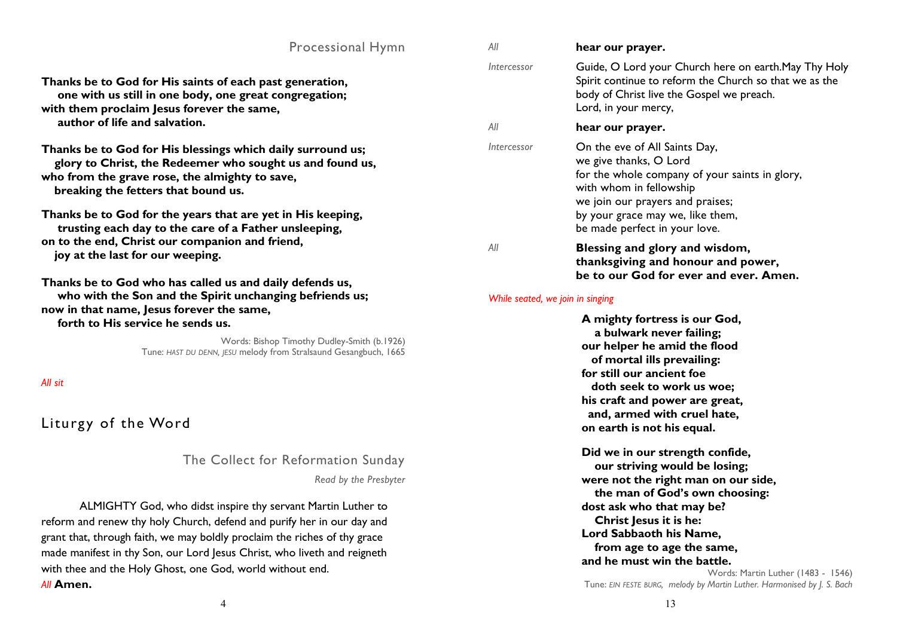## Processional Hymn

**Thanks be to God for His saints of each past generation,**
**one with us still in one body, one great congregation;**
**with them proclaim Jesus forever the same,**
**author of life and salvation.**

**Thanks be to God for His blessings which daily surround us;**
**glory to Christ, the Redeemer who sought us and found us,**
**who from the grave rose, the almighty to save,**
**breaking the fetters that bound us.**

**Thanks be to God for the years that are yet in His keeping,**
**trusting each day to the care of a Father unsleeping,**
**on to the end, Christ our companion and friend,**
**joy at the last for our weeping.**

**Thanks be to God who has called us and daily defends us,**
**who with the Son and the Spirit unchanging befriends us;**
**now in that name, Jesus forever the same,**
**forth to His service he sends us.**

Words: Bishop Timothy Dudley-Smith (b.1926)
Tune: *HAST DU DENN, JESU* melody from Stralsaund Gesangbuch, 1665

*All sit*

# Liturgy of the Word

## The Collect for Reformation Sunday

*Read by the Presbyter*

ALMIGHTY God, who didst inspire thy servant Martin Luther to reform and renew thy holy Church, defend and purify her in our day and grant that, through faith, we may boldly proclaim the riches of thy grace made manifest in thy Son, our Lord Jesus Christ, who liveth and reigneth with thee and the Holy Ghost, one God, world without end.
*All* **Amen.**

*All* **hear our prayer.**

*Intercessor* Guide, O Lord your Church here on earth.May Thy Holy Spirit continue to reform the Church so that we as the body of Christ live the Gospel we preach.
Lord, in your mercy,

*All* **hear our prayer.**

*Intercessor* On the eve of All Saints Day,
we give thanks, O Lord
for the whole company of your saints in glory,
with whom in fellowship
we join our prayers and praises;
by your grace may we, like them,
be made perfect in your love.

*All* **Blessing and glory and wisdom,**
**thanksgiving and honour and power,**
**be to our God for ever and ever. Amen.**

*While seated, we join in singing*

**A mighty fortress is our God,**
**a bulwark never failing;**
**our helper he amid the flood**
**of mortal ills prevailing:**
**for still our ancient foe**
**doth seek to work us woe;**
**his craft and power are great,**
**and, armed with cruel hate,**
**on earth is not his equal.**

**Did we in our strength confide,**
**our striving would be losing;**
**were not the right man on our side,**
**the man of God's own choosing:**
**dost ask who that may be?**
**Christ Jesus it is he:**
**Lord Sabbaoth his Name,**
**from age to age the same,**
**and he must win the battle.**

Words: Martin Luther (1483 - 1546)
Tune: *EIN FESTE BURG, melody by Martin Luther. Harmonised by J. S. Bach*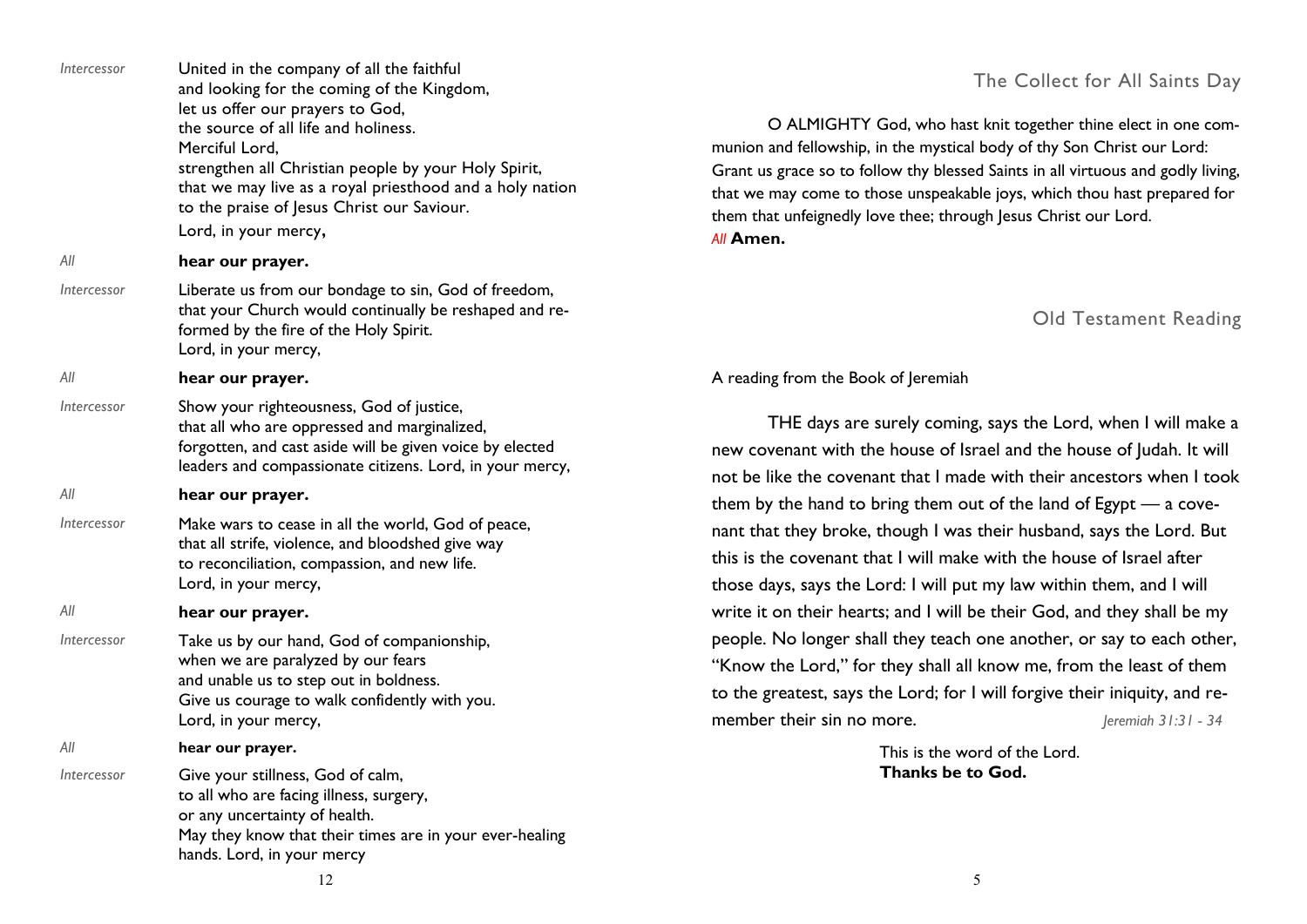*Intercessor* United in the company of all the faithful
and looking for the coming of the Kingdom,
let us offer our prayers to God,
the source of all life and holiness.
Merciful Lord,
strengthen all Christian people by your Holy Spirit,
that we may live as a royal priesthood and a holy nation
to the praise of Jesus Christ our Saviour.
Lord, in your mercy,

*All* **hear our prayer.**

*Intercessor* Liberate us from our bondage to sin, God of freedom,
that your Church would continually be reshaped and reformed by the fire of the Holy Spirit.
Lord, in your mercy,

*All* **hear our prayer.**

*Intercessor* Show your righteousness, God of justice,
that all who are oppressed and marginalized,
forgotten, and cast aside will be given voice by elected
leaders and compassionate citizens. Lord, in your mercy,

*All* **hear our prayer.**

*Intercessor* Make wars to cease in all the world, God of peace,
that all strife, violence, and bloodshed give way
to reconciliation, compassion, and new life.
Lord, in your mercy,

*All* **hear our prayer.**

*Intercessor* Take us by our hand, God of companionship,
when we are paralyzed by our fears
and unable us to step out in boldness.
Give us courage to walk confidently with you.
Lord, in your mercy,

*All* **hear our prayer.**

*Intercessor* Give your stillness, God of calm,
to all who are facing illness, surgery,
or any uncertainty of health.
May they know that their times are in your ever-healing
hands. Lord, in your mercy

## The Collect for All Saints Day

O ALMIGHTY God, who hast knit together thine elect in one communion and fellowship, in the mystical body of thy Son Christ our Lord: Grant us grace so to follow thy blessed Saints in all virtuous and godly living, that we may come to those unspeakable joys, which thou hast prepared for them that unfeignedly love thee; through Jesus Christ our Lord.
*All* **Amen.**

## Old Testament Reading

A reading from the Book of Jeremiah

THE days are surely coming, says the Lord, when I will make a new covenant with the house of Israel and the house of Judah. It will not be like the covenant that I made with their ancestors when I took them by the hand to bring them out of the land of Egypt — a covenant that they broke, though I was their husband, says the Lord. But this is the covenant that I will make with the house of Israel after those days, says the Lord: I will put my law within them, and I will write it on their hearts; and I will be their God, and they shall be my people. No longer shall they teach one another, or say to each other, "Know the Lord," for they shall all know me, from the least of them to the greatest, says the Lord; for I will forgive their iniquity, and remember their sin no more. *Jeremiah 31:31 - 34*

This is the word of the Lord.
**Thanks be to God.**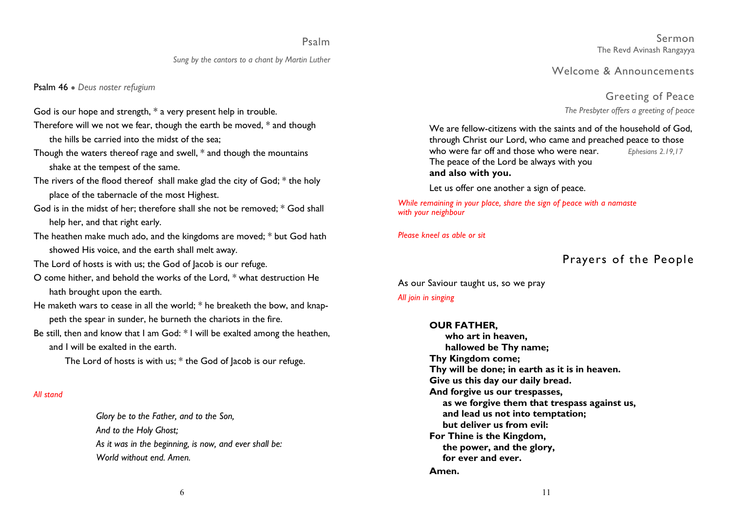## Psalm

*Sung by the cantors to a chant by Martin Luther*

Psalm 46 • *Deus noster refugium*

God is our hope and strength, * a very present help in trouble.

Therefore will we not we fear, though the earth be moved, * and though the hills be carried into the midst of the sea;

Though the waters thereof rage and swell, * and though the mountains shake at the tempest of the same.

The rivers of the flood thereof shall make glad the city of God; * the holy place of the tabernacle of the most Highest.

God is in the midst of her; therefore shall she not be removed; * God shall help her, and that right early.

The heathen make much ado, and the kingdoms are moved; * but God hath showed His voice, and the earth shall melt away.

The Lord of hosts is with us; the God of Jacob is our refuge.

O come hither, and behold the works of the Lord, * what destruction He hath brought upon the earth.

He maketh wars to cease in all the world; * he breaketh the bow, and knappeth the spear in sunder, he burneth the chariots in the fire.

Be still, then and know that I am God: * I will be exalted among the heathen, and I will be exalted in the earth.

The Lord of hosts is with us; * the God of Jacob is our refuge.

*All stand*

*Glory be to the Father, and to the Son,*
*And to the Holy Ghost;*
*As it was in the beginning, is now, and ever shall be:*
*World without end. Amen.*

## Sermon

The Revd Avinash Rangayya

## Welcome & Announcements

## Greeting of Peace

*The Presbyter offers a greeting of peace*

We are fellow-citizens with the saints and of the household of God, through Christ our Lord, who came and preached peace to those who were far off and those who were near. *Ephesians 2.19,17*
The peace of the Lord be always with you
**and also with you.**

Let us offer one another a sign of peace.

*While remaining in your place, share the sign of peace with a namaste with your neighbour*

*Please kneel as able or sit*

## Prayers of the People

As our Saviour taught us, so we pray

*All join in singing*

**OUR FATHER,**
**who art in heaven,**
**hallowed be Thy name;**
**Thy Kingdom come;**
**Thy will be done; in earth as it is in heaven.**
**Give us this day our daily bread.**
**And forgive us our trespasses,**
**as we forgive them that trespass against us,**
**and lead us not into temptation;**
**but deliver us from evil:**
**For Thine is the Kingdom,**
**the power, and the glory,**
**for ever and ever.**
**Amen.**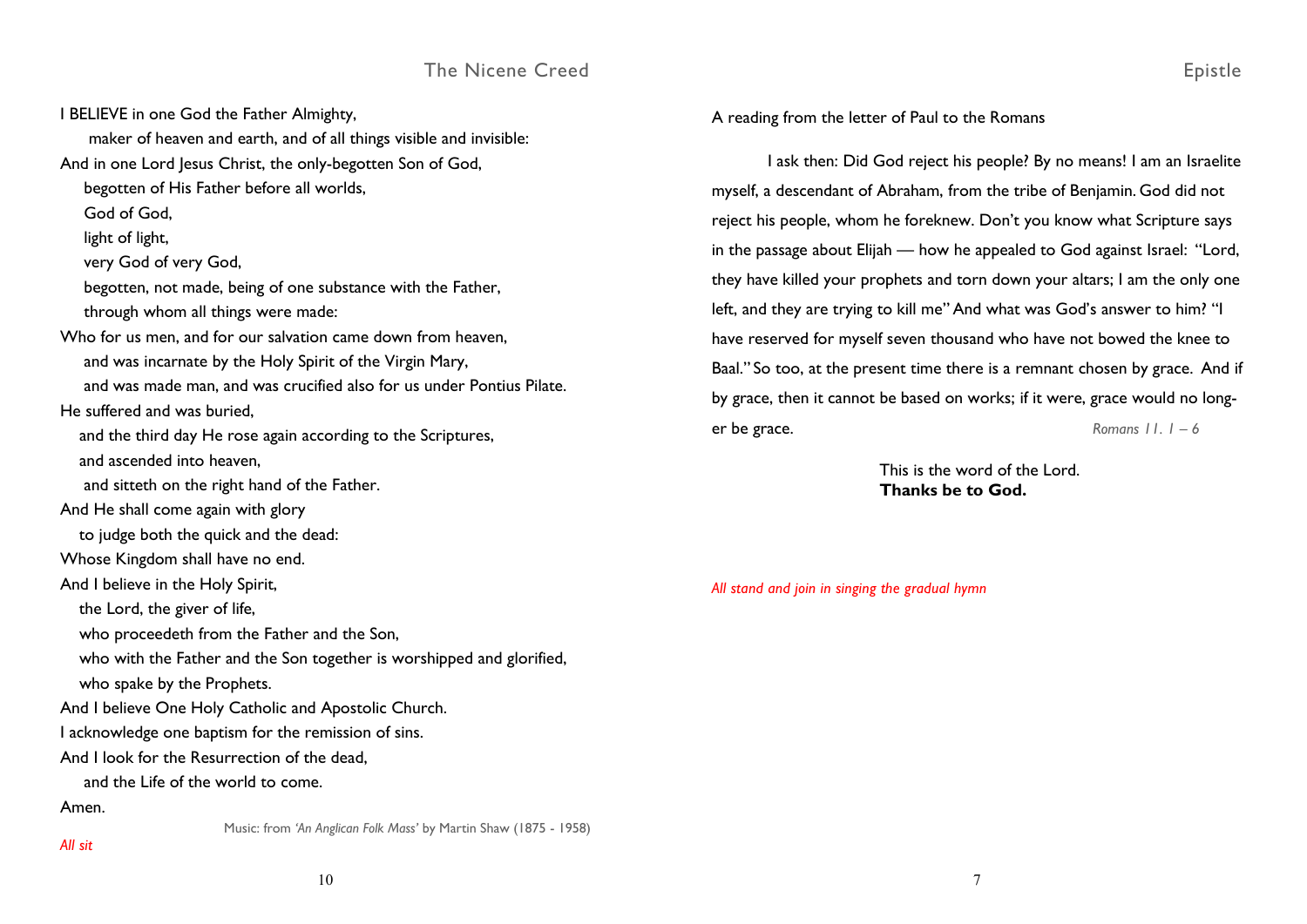## The Nicene Creed

I BELIEVE in one God the Father Almighty,
maker of heaven and earth, and of all things visible and invisible:
And in one Lord Jesus Christ, the only-begotten Son of God,
begotten of His Father before all worlds,
God of God,
light of light,
very God of very God,
begotten, not made, being of one substance with the Father,
through whom all things were made:
Who for us men, and for our salvation came down from heaven,
and was incarnate by the Holy Spirit of the Virgin Mary,
and was made man, and was crucified also for us under Pontius Pilate.
He suffered and was buried,
and the third day He rose again according to the Scriptures,
and ascended into heaven,
and sitteth on the right hand of the Father.
And He shall come again with glory
to judge both the quick and the dead:
Whose Kingdom shall have no end.
And I believe in the Holy Spirit,
the Lord, the giver of life,
who proceedeth from the Father and the Son,
who with the Father and the Son together is worshipped and glorified,
who spake by the Prophets.
And I believe One Holy Catholic and Apostolic Church.
I acknowledge one baptism for the remission of sins.
And I look for the Resurrection of the dead,
and the Life of the world to come.
Amen.

Music: from *'An Anglican Folk Mass'* by Martin Shaw (1875 - 1958)

*All sit*

## Epistle

A reading from the letter of Paul to the Romans

I ask then: Did God reject his people? By no means! I am an Israelite myself, a descendant of Abraham, from the tribe of Benjamin. God did not reject his people, whom he foreknew. Don't you know what Scripture says in the passage about Elijah — how he appealed to God against Israel: "Lord, they have killed your prophets and torn down your altars; I am the only one left, and they are trying to kill me" And what was God's answer to him? "I have reserved for myself seven thousand who have not bowed the knee to Baal." So too, at the present time there is a remnant chosen by grace. And if by grace, then it cannot be based on works; if it were, grace would no longer be grace. *Romans 11. 1 – 6*

This is the word of the Lord.
**Thanks be to God.**

*All stand and join in singing the gradual hymn*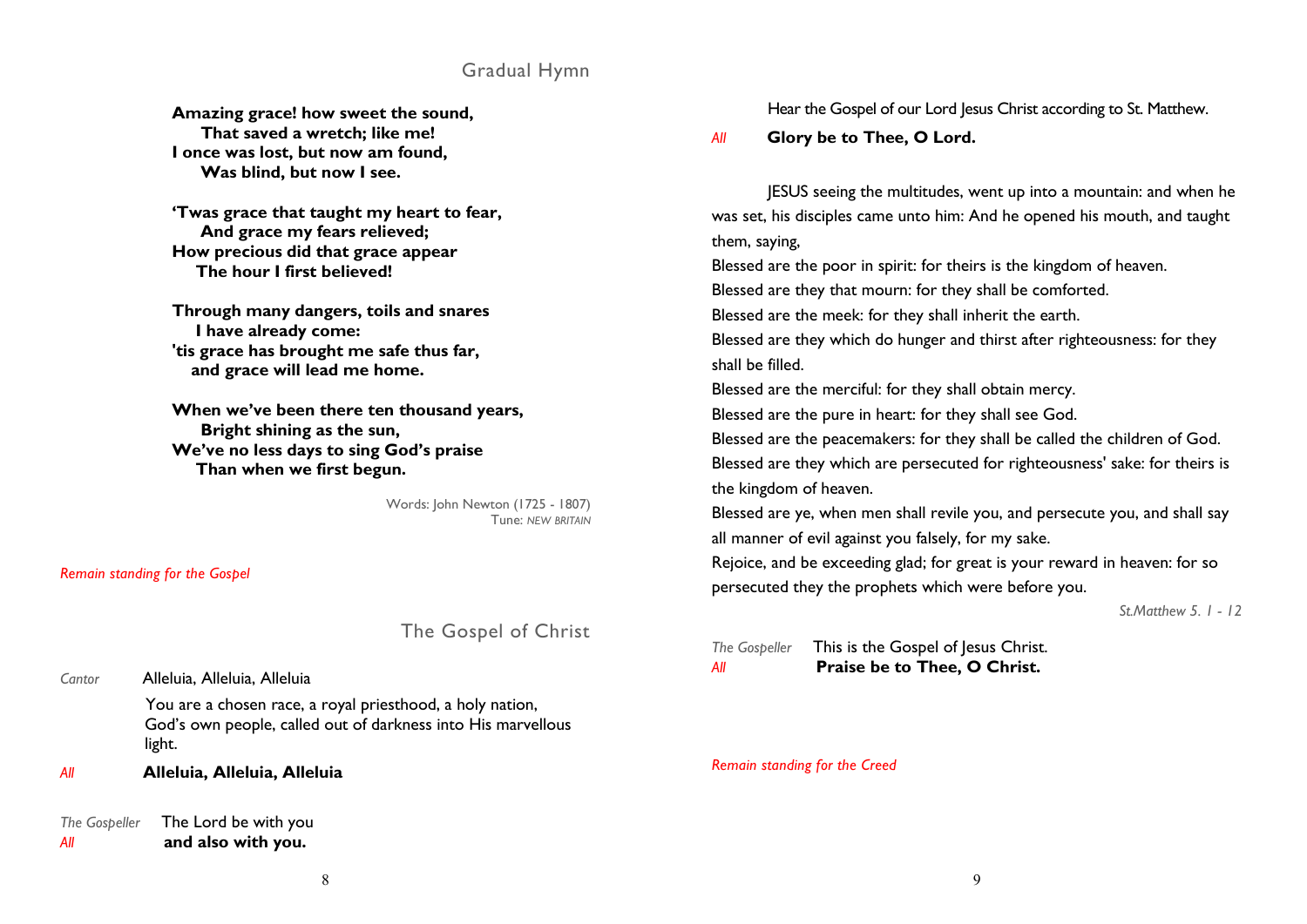## Gradual Hymn

**Amazing grace! how sweet the sound,**
**That saved a wretch; like me!**
**I once was lost, but now am found,**
**Was blind, but now I see.**

**'Twas grace that taught my heart to fear,**
**And grace my fears relieved;**
**How precious did that grace appear**
**The hour I first believed!**

**Through many dangers, toils and snares**
**I have already come:**
**'tis grace has brought me safe thus far,**
**and grace will lead me home.**

**When we've been there ten thousand years,**
**Bright shining as the sun,**
**We've no less days to sing God's praise**
**Than when we first begun.**

Words: John Newton (1725 - 1807)
Tune: *NEW BRITAIN*

*Remain standing for the Gospel*

## The Gospel of Christ

*Cantor* Alleluia, Alleluia, Alleluia

You are a chosen race, a royal priesthood, a holy nation, God's own people, called out of darkness into His marvellous light.

*All* **Alleluia, Alleluia, Alleluia**

*The Gospeller* The Lord be with you
*All* **and also with you.**

Hear the Gospel of our Lord Jesus Christ according to St. Matthew.

*All* **Glory be to Thee, O Lord.**

JESUS seeing the multitudes, went up into a mountain: and when he was set, his disciples came unto him: And he opened his mouth, and taught them, saying,
Blessed are the poor in spirit: for theirs is the kingdom of heaven.
Blessed are they that mourn: for they shall be comforted.
Blessed are the meek: for they shall inherit the earth.
Blessed are they which do hunger and thirst after righteousness: for they shall be filled.
Blessed are the merciful: for they shall obtain mercy.
Blessed are the pure in heart: for they shall see God.
Blessed are the peacemakers: for they shall be called the children of God.
Blessed are they which are persecuted for righteousness' sake: for theirs is the kingdom of heaven.
Blessed are ye, when men shall revile you, and persecute you, and shall say all manner of evil against you falsely, for my sake.
Rejoice, and be exceeding glad; for great is your reward in heaven: for so persecuted they the prophets which were before you.

*St.Matthew 5. 1 - 12*

*The Gospeller* This is the Gospel of Jesus Christ.
*All* **Praise be to Thee, O Christ.**

*Remain standing for the Creed*